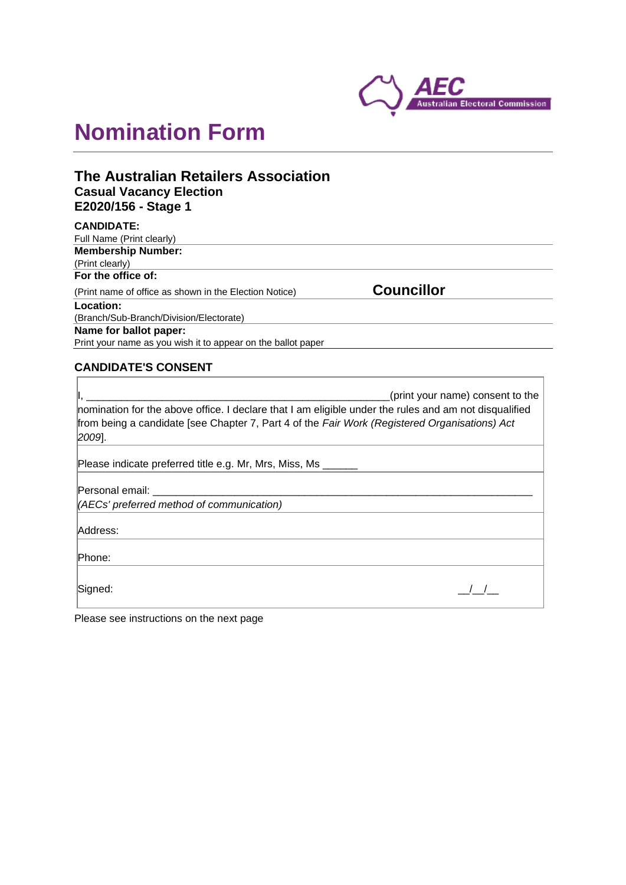# Nomination Form

## The Australian Retailers Association

### Casual Vacancy Election

### E2020/156 - Stage 1

**CANDIDATE:**
Full Name (Print clearly)

**Membership Number:**
(Print clearly)

**For the office of:**
(Print name of office as shown in the Election Notice) **Councillor**

**Location:**
(Branch/Sub-Branch/Division/Electorate)

**Name for ballot paper:**
Print your name as you wish it to appear on the ballot paper

**CANDIDATE'S CONSENT**

| |
|---|
| I, ______________________________________________________(print your name) consent to the nomination for the above office. I declare that I am eligible under the rules and am not disqualified from being a candidate [see Chapter 7, Part 4 of the *Fair Work (Registered Organisations) Act 2009*]. |
| Please indicate preferred title e.g. Mr, Mrs, Miss, Ms ______ |
| Personal email: ____________________________________________________________________ *(AECs' preferred method of communication)* |
| Address: |
| Phone: |
| Signed: __/__/__ |

Please see instructions on the next page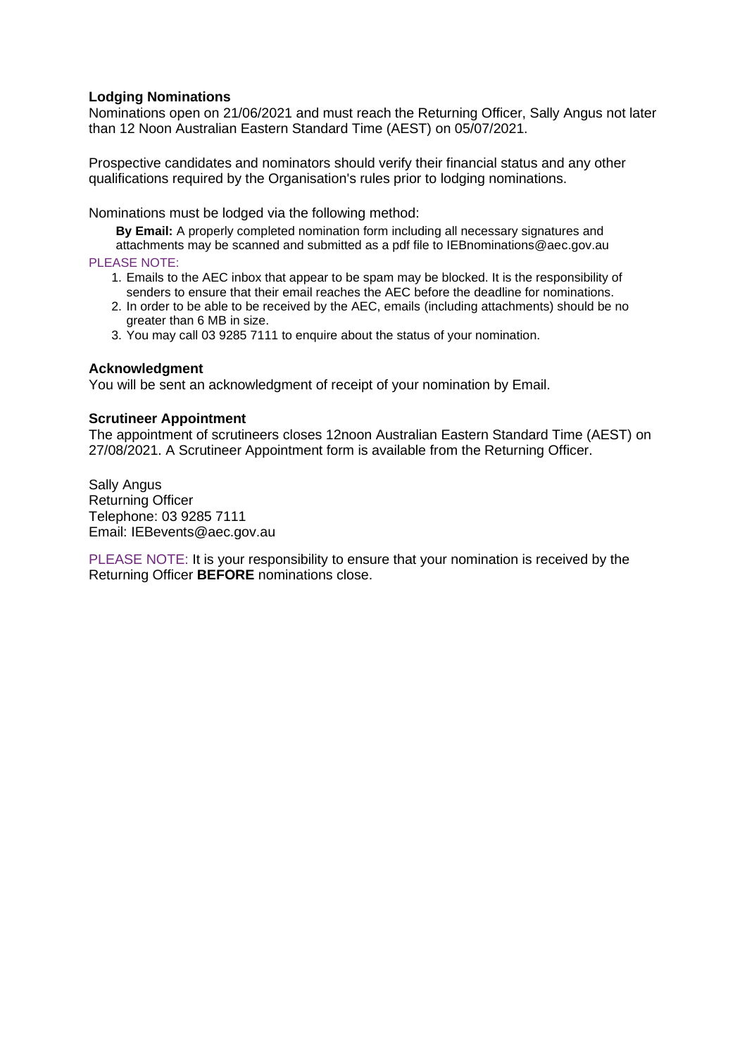**Lodging Nominations**
Nominations open on 21/06/2021 and must reach the Returning Officer, Sally Angus not later than 12 Noon Australian Eastern Standard Time (AEST) on 05/07/2021.

Prospective candidates and nominators should verify their financial status and any other qualifications required by the Organisation's rules prior to lodging nominations.

Nominations must be lodged via the following method:

**By Email:** A properly completed nomination form including all necessary signatures and attachments may be scanned and submitted as a pdf file to IEBnominations@aec.gov.au

PLEASE NOTE:

1. Emails to the AEC inbox that appear to be spam may be blocked. It is the responsibility of senders to ensure that their email reaches the AEC before the deadline for nominations.
2. In order to be able to be received by the AEC, emails (including attachments) should be no greater than 6 MB in size.
3. You may call 03 9285 7111 to enquire about the status of your nomination.

**Acknowledgment**
You will be sent an acknowledgment of receipt of your nomination by Email.

**Scrutineer Appointment**
The appointment of scrutineers closes 12noon Australian Eastern Standard Time (AEST) on 27/08/2021. A Scrutineer Appointment form is available from the Returning Officer.

Sally Angus
Returning Officer
Telephone: 03 9285 7111
Email: IEBevents@aec.gov.au

PLEASE NOTE: It is your responsibility to ensure that your nomination is received by the Returning Officer **BEFORE** nominations close.